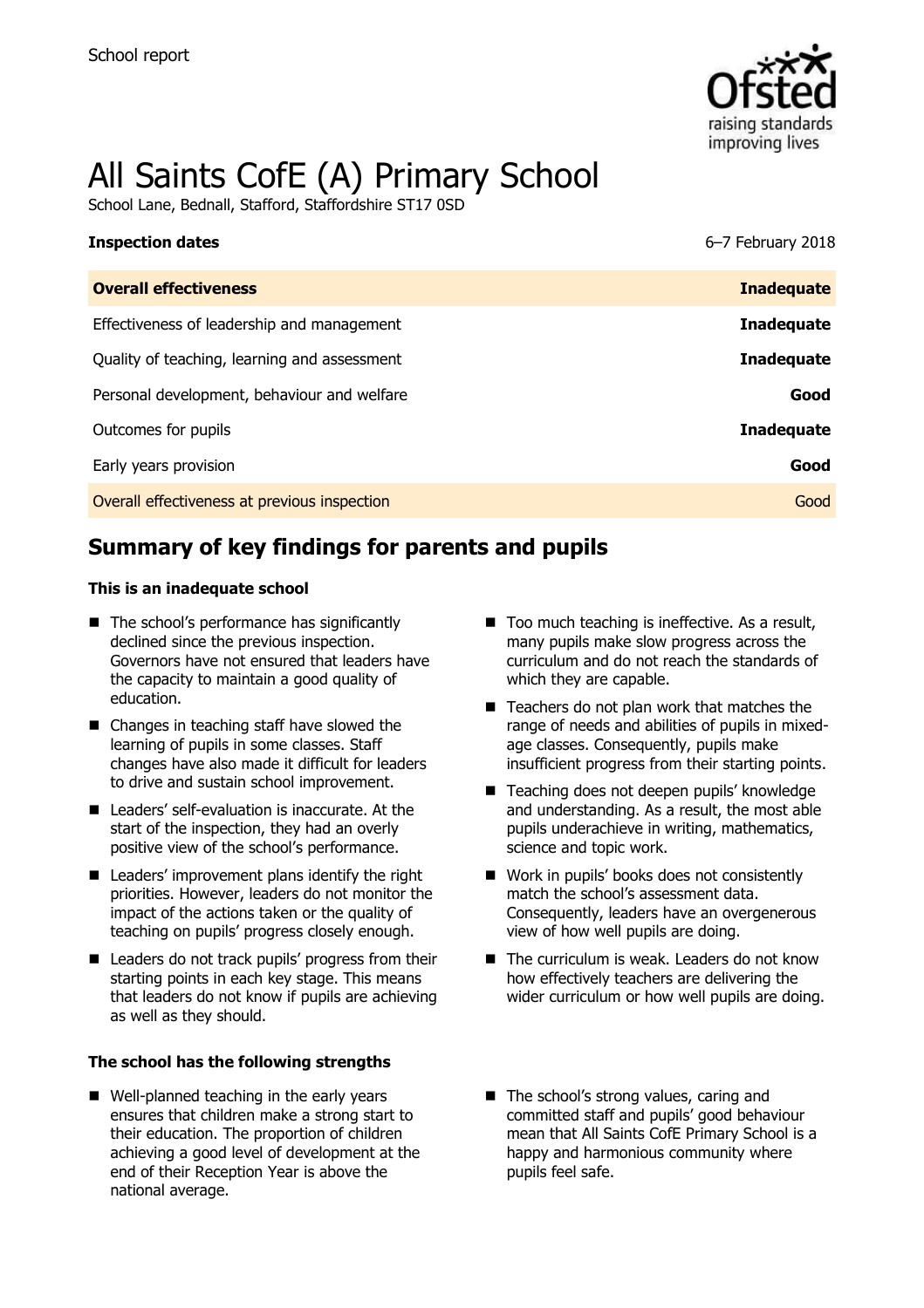School report

# All Saints CofE (A) Primary School

School Lane, Bednall, Stafford, Staffordshire ST17 0SD

| **Inspection dates** | 6–7 February 2018 |
| --- | --- |
| **Overall effectiveness** | **Inadequate** |
| Effectiveness of leadership and management | **Inadequate** |
| Quality of teaching, learning and assessment | **Inadequate** |
| Personal development, behaviour and welfare | **Good** |
| Outcomes for pupils | **Inadequate** |
| Early years provision | **Good** |
| Overall effectiveness at previous inspection | Good |

## Summary of key findings for parents and pupils

**This is an inadequate school**

- The school's performance has significantly declined since the previous inspection. Governors have not ensured that leaders have the capacity to maintain a good quality of education.
- Changes in teaching staff have slowed the learning of pupils in some classes. Staff changes have also made it difficult for leaders to drive and sustain school improvement.
- Leaders' self-evaluation is inaccurate. At the start of the inspection, they had an overly positive view of the school's performance.
- Leaders' improvement plans identify the right priorities. However, leaders do not monitor the impact of the actions taken or the quality of teaching on pupils' progress closely enough.
- Leaders do not track pupils' progress from their starting points in each key stage. This means that leaders do not know if pupils are achieving as well as they should.
- Too much teaching is ineffective. As a result, many pupils make slow progress across the curriculum and do not reach the standards of which they are capable.
- Teachers do not plan work that matches the range of needs and abilities of pupils in mixed-age classes. Consequently, pupils make insufficient progress from their starting points.
- Teaching does not deepen pupils' knowledge and understanding. As a result, the most able pupils underachieve in writing, mathematics, science and topic work.
- Work in pupils' books does not consistently match the school's assessment data. Consequently, leaders have an overgenerous view of how well pupils are doing.
- The curriculum is weak. Leaders do not know how effectively teachers are delivering the wider curriculum or how well pupils are doing.

**The school has the following strengths**

- Well-planned teaching in the early years ensures that children make a strong start to their education. The proportion of children achieving a good level of development at the end of their Reception Year is above the national average.
- The school's strong values, caring and committed staff and pupils' good behaviour mean that All Saints CofE Primary School is a happy and harmonious community where pupils feel safe.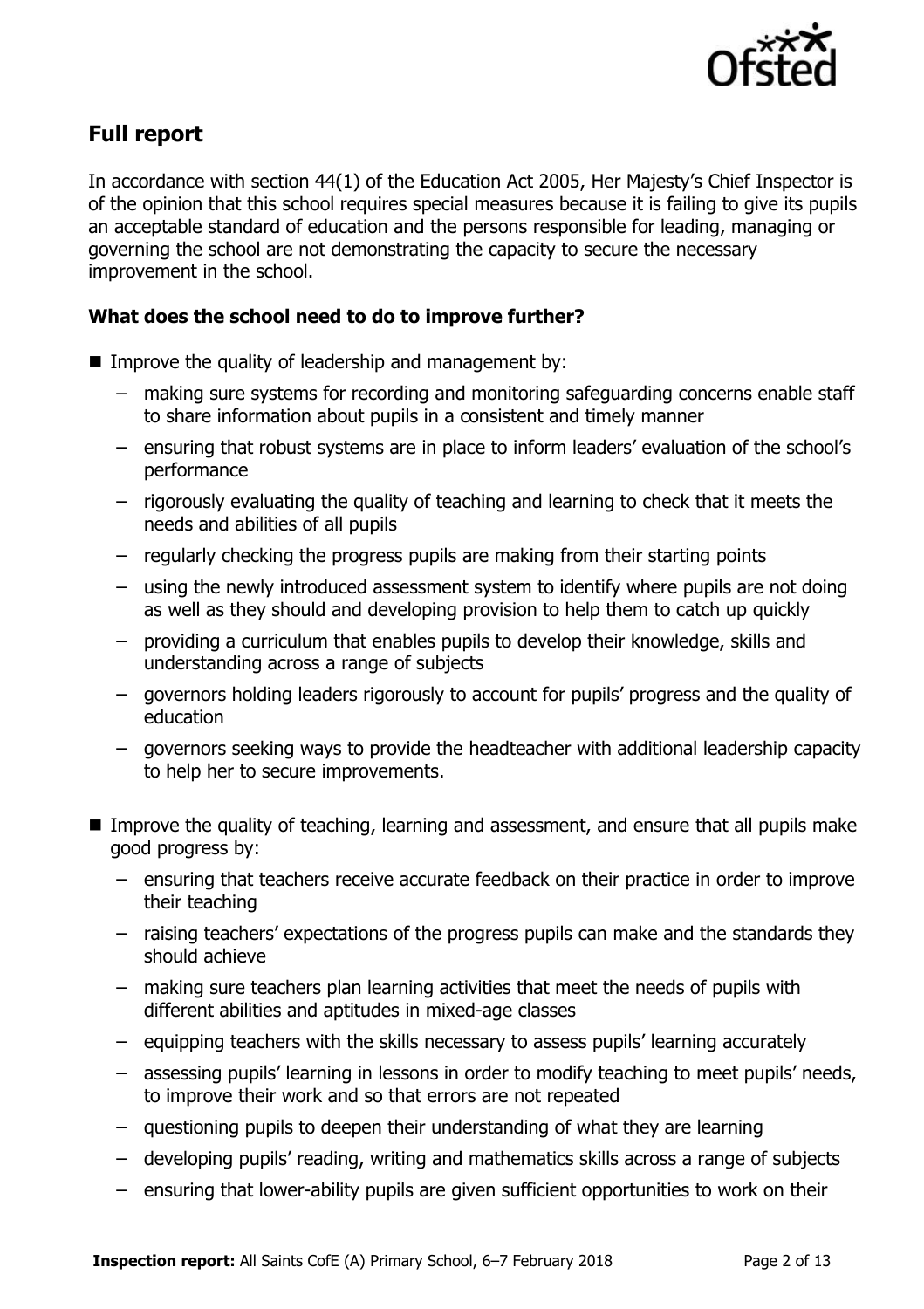## Full report

In accordance with section 44(1) of the Education Act 2005, Her Majesty's Chief Inspector is of the opinion that this school requires special measures because it is failing to give its pupils an acceptable standard of education and the persons responsible for leading, managing or governing the school are not demonstrating the capacity to secure the necessary improvement in the school.

### What does the school need to do to improve further?

- Improve the quality of leadership and management by:
  - making sure systems for recording and monitoring safeguarding concerns enable staff to share information about pupils in a consistent and timely manner
  - ensuring that robust systems are in place to inform leaders' evaluation of the school's performance
  - rigorously evaluating the quality of teaching and learning to check that it meets the needs and abilities of all pupils
  - regularly checking the progress pupils are making from their starting points
  - using the newly introduced assessment system to identify where pupils are not doing as well as they should and developing provision to help them to catch up quickly
  - providing a curriculum that enables pupils to develop their knowledge, skills and understanding across a range of subjects
  - governors holding leaders rigorously to account for pupils' progress and the quality of education
  - governors seeking ways to provide the headteacher with additional leadership capacity to help her to secure improvements.
- Improve the quality of teaching, learning and assessment, and ensure that all pupils make good progress by:
  - ensuring that teachers receive accurate feedback on their practice in order to improve their teaching
  - raising teachers' expectations of the progress pupils can make and the standards they should achieve
  - making sure teachers plan learning activities that meet the needs of pupils with different abilities and aptitudes in mixed-age classes
  - equipping teachers with the skills necessary to assess pupils' learning accurately
  - assessing pupils' learning in lessons in order to modify teaching to meet pupils' needs, to improve their work and so that errors are not repeated
  - questioning pupils to deepen their understanding of what they are learning
  - developing pupils' reading, writing and mathematics skills across a range of subjects
  - ensuring that lower-ability pupils are given sufficient opportunities to work on their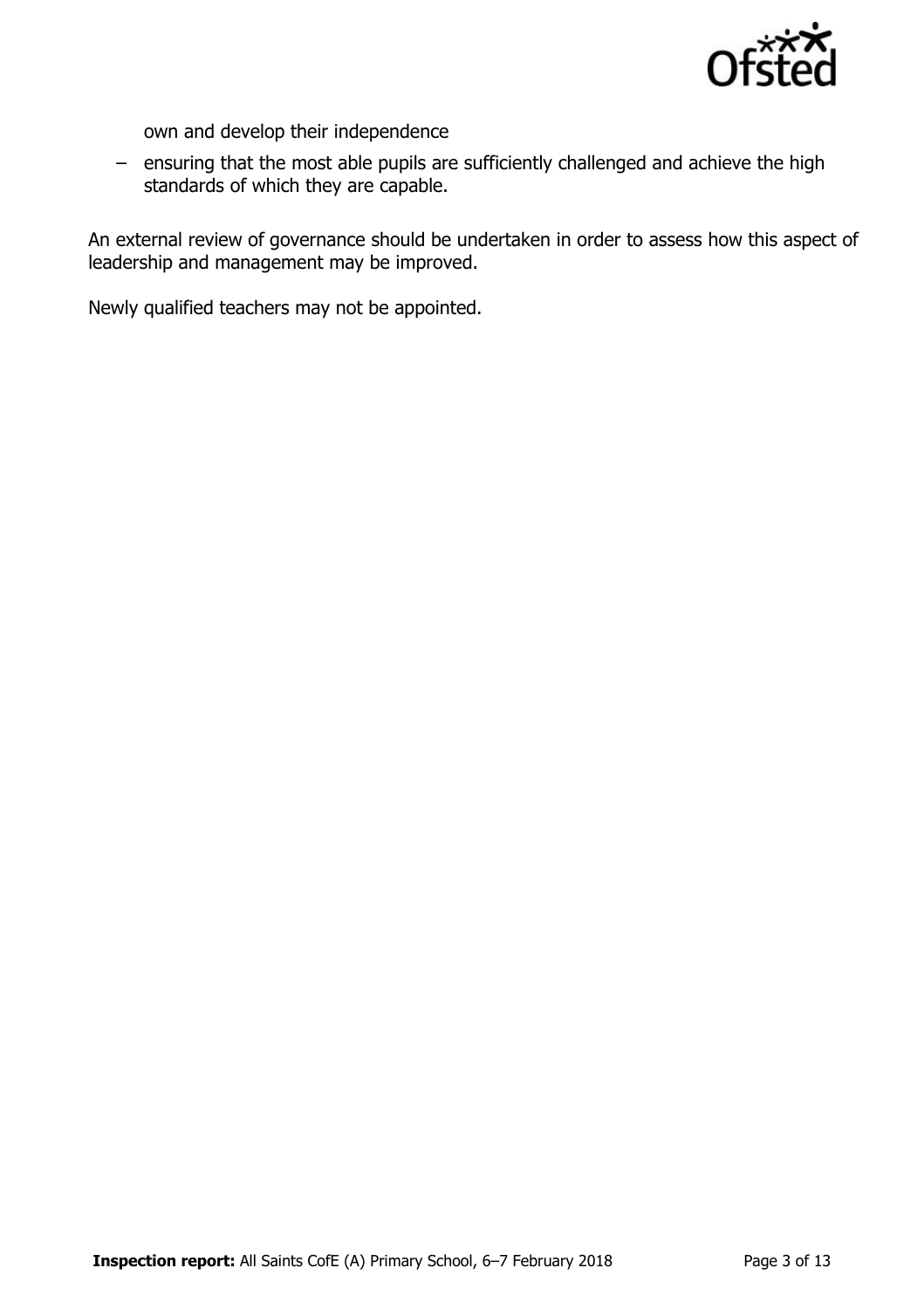own and develop their independence

  - ensuring that the most able pupils are sufficiently challenged and achieve the high standards of which they are capable.

An external review of governance should be undertaken in order to assess how this aspect of leadership and management may be improved.

Newly qualified teachers may not be appointed.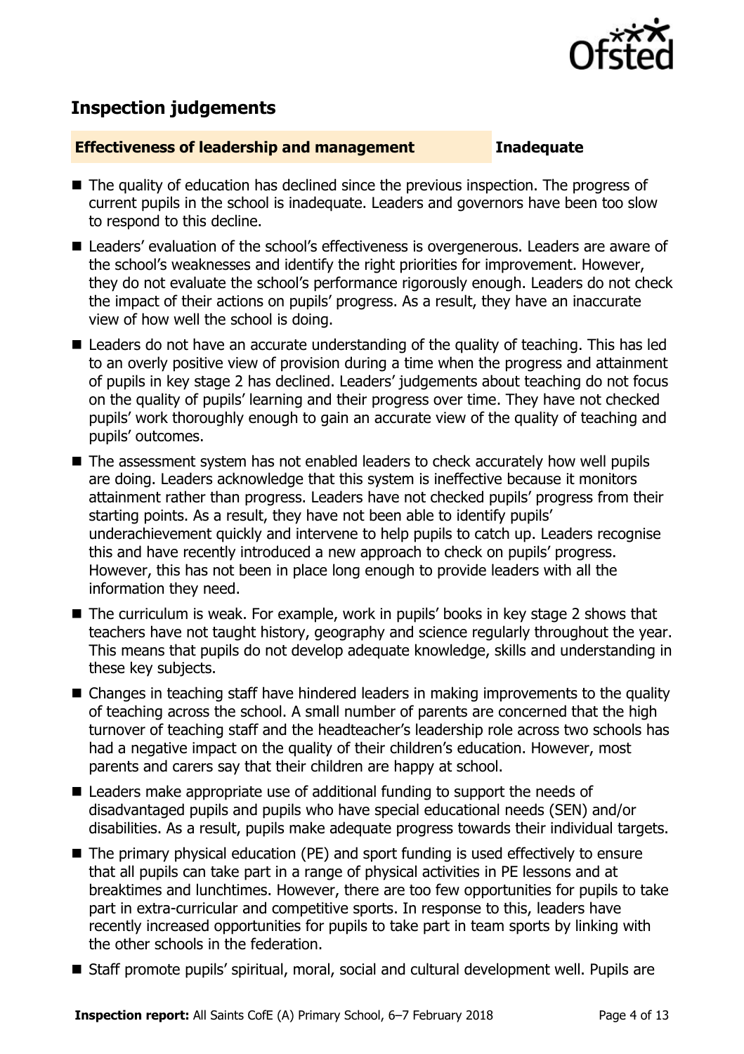## Inspection judgements

**Effectiveness of leadership and management** **Inadequate**

- The quality of education has declined since the previous inspection. The progress of current pupils in the school is inadequate. Leaders and governors have been too slow to respond to this decline.
- Leaders' evaluation of the school's effectiveness is overgenerous. Leaders are aware of the school's weaknesses and identify the right priorities for improvement. However, they do not evaluate the school's performance rigorously enough. Leaders do not check the impact of their actions on pupils' progress. As a result, they have an inaccurate view of how well the school is doing.
- Leaders do not have an accurate understanding of the quality of teaching. This has led to an overly positive view of provision during a time when the progress and attainment of pupils in key stage 2 has declined. Leaders' judgements about teaching do not focus on the quality of pupils' learning and their progress over time. They have not checked pupils' work thoroughly enough to gain an accurate view of the quality of teaching and pupils' outcomes.
- The assessment system has not enabled leaders to check accurately how well pupils are doing. Leaders acknowledge that this system is ineffective because it monitors attainment rather than progress. Leaders have not checked pupils' progress from their starting points. As a result, they have not been able to identify pupils' underachievement quickly and intervene to help pupils to catch up. Leaders recognise this and have recently introduced a new approach to check on pupils' progress. However, this has not been in place long enough to provide leaders with all the information they need.
- The curriculum is weak. For example, work in pupils' books in key stage 2 shows that teachers have not taught history, geography and science regularly throughout the year. This means that pupils do not develop adequate knowledge, skills and understanding in these key subjects.
- Changes in teaching staff have hindered leaders in making improvements to the quality of teaching across the school. A small number of parents are concerned that the high turnover of teaching staff and the headteacher's leadership role across two schools has had a negative impact on the quality of their children's education. However, most parents and carers say that their children are happy at school.
- Leaders make appropriate use of additional funding to support the needs of disadvantaged pupils and pupils who have special educational needs (SEN) and/or disabilities. As a result, pupils make adequate progress towards their individual targets.
- The primary physical education (PE) and sport funding is used effectively to ensure that all pupils can take part in a range of physical activities in PE lessons and at breaktimes and lunchtimes. However, there are too few opportunities for pupils to take part in extra-curricular and competitive sports. In response to this, leaders have recently increased opportunities for pupils to take part in team sports by linking with the other schools in the federation.
- Staff promote pupils' spiritual, moral, social and cultural development well. Pupils are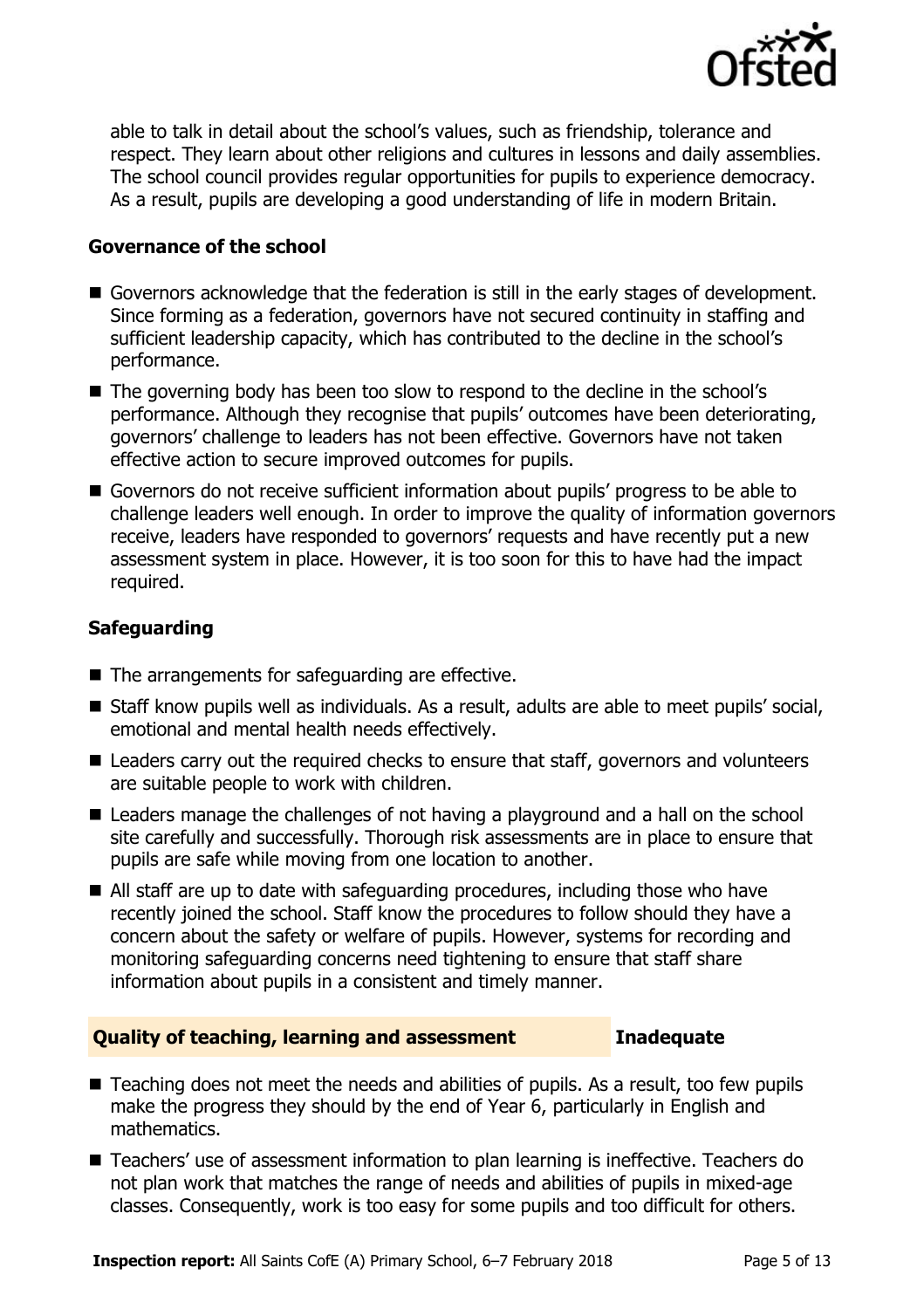able to talk in detail about the school's values, such as friendship, tolerance and respect. They learn about other religions and cultures in lessons and daily assemblies. The school council provides regular opportunities for pupils to experience democracy. As a result, pupils are developing a good understanding of life in modern Britain.

### Governance of the school

- Governors acknowledge that the federation is still in the early stages of development. Since forming as a federation, governors have not secured continuity in staffing and sufficient leadership capacity, which has contributed to the decline in the school's performance.
- The governing body has been too slow to respond to the decline in the school's performance. Although they recognise that pupils' outcomes have been deteriorating, governors' challenge to leaders has not been effective. Governors have not taken effective action to secure improved outcomes for pupils.
- Governors do not receive sufficient information about pupils' progress to be able to challenge leaders well enough. In order to improve the quality of information governors receive, leaders have responded to governors' requests and have recently put a new assessment system in place. However, it is too soon for this to have had the impact required.

### Safeguarding

- The arrangements for safeguarding are effective.
- Staff know pupils well as individuals. As a result, adults are able to meet pupils' social, emotional and mental health needs effectively.
- Leaders carry out the required checks to ensure that staff, governors and volunteers are suitable people to work with children.
- Leaders manage the challenges of not having a playground and a hall on the school site carefully and successfully. Thorough risk assessments are in place to ensure that pupils are safe while moving from one location to another.
- All staff are up to date with safeguarding procedures, including those who have recently joined the school. Staff know the procedures to follow should they have a concern about the safety or welfare of pupils. However, systems for recording and monitoring safeguarding concerns need tightening to ensure that staff share information about pupils in a consistent and timely manner.

## Quality of teaching, learning and assessment — Inadequate

- Teaching does not meet the needs and abilities of pupils. As a result, too few pupils make the progress they should by the end of Year 6, particularly in English and mathematics.
- Teachers' use of assessment information to plan learning is ineffective. Teachers do not plan work that matches the range of needs and abilities of pupils in mixed-age classes. Consequently, work is too easy for some pupils and too difficult for others.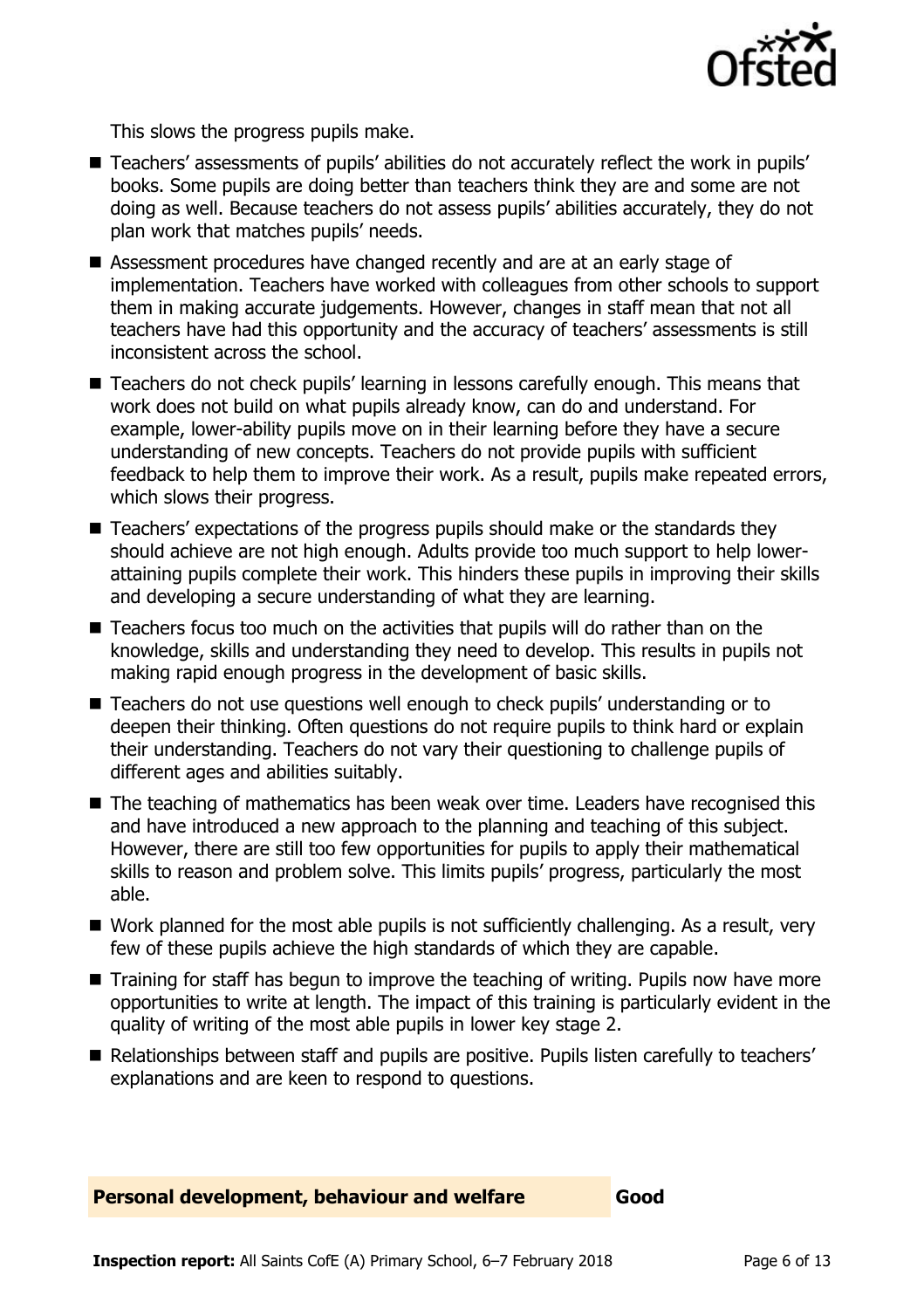This slows the progress pupils make.

- Teachers' assessments of pupils' abilities do not accurately reflect the work in pupils' books. Some pupils are doing better than teachers think they are and some are not doing as well. Because teachers do not assess pupils' abilities accurately, they do not plan work that matches pupils' needs.
- Assessment procedures have changed recently and are at an early stage of implementation. Teachers have worked with colleagues from other schools to support them in making accurate judgements. However, changes in staff mean that not all teachers have had this opportunity and the accuracy of teachers' assessments is still inconsistent across the school.
- Teachers do not check pupils' learning in lessons carefully enough. This means that work does not build on what pupils already know, can do and understand. For example, lower-ability pupils move on in their learning before they have a secure understanding of new concepts. Teachers do not provide pupils with sufficient feedback to help them to improve their work. As a result, pupils make repeated errors, which slows their progress.
- Teachers' expectations of the progress pupils should make or the standards they should achieve are not high enough. Adults provide too much support to help lower-attaining pupils complete their work. This hinders these pupils in improving their skills and developing a secure understanding of what they are learning.
- Teachers focus too much on the activities that pupils will do rather than on the knowledge, skills and understanding they need to develop. This results in pupils not making rapid enough progress in the development of basic skills.
- Teachers do not use questions well enough to check pupils' understanding or to deepen their thinking. Often questions do not require pupils to think hard or explain their understanding. Teachers do not vary their questioning to challenge pupils of different ages and abilities suitably.
- The teaching of mathematics has been weak over time. Leaders have recognised this and have introduced a new approach to the planning and teaching of this subject. However, there are still too few opportunities for pupils to apply their mathematical skills to reason and problem solve. This limits pupils' progress, particularly the most able.
- Work planned for the most able pupils is not sufficiently challenging. As a result, very few of these pupils achieve the high standards of which they are capable.
- Training for staff has begun to improve the teaching of writing. Pupils now have more opportunities to write at length. The impact of this training is particularly evident in the quality of writing of the most able pupils in lower key stage 2.
- Relationships between staff and pupils are positive. Pupils listen carefully to teachers' explanations and are keen to respond to questions.

## Personal development, behaviour and welfare — Good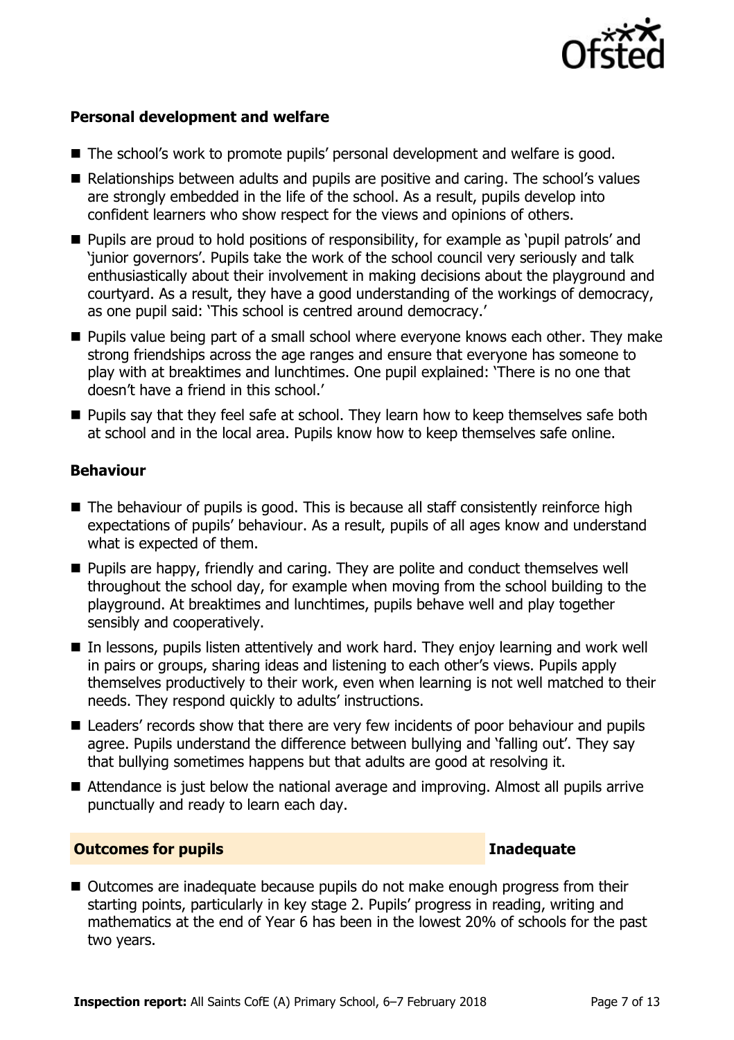### Personal development and welfare

- The school's work to promote pupils' personal development and welfare is good.
- Relationships between adults and pupils are positive and caring. The school's values are strongly embedded in the life of the school. As a result, pupils develop into confident learners who show respect for the views and opinions of others.
- Pupils are proud to hold positions of responsibility, for example as 'pupil patrols' and 'junior governors'. Pupils take the work of the school council very seriously and talk enthusiastically about their involvement in making decisions about the playground and courtyard. As a result, they have a good understanding of the workings of democracy, as one pupil said: 'This school is centred around democracy.'
- Pupils value being part of a small school where everyone knows each other. They make strong friendships across the age ranges and ensure that everyone has someone to play with at breaktimes and lunchtimes. One pupil explained: 'There is no one that doesn't have a friend in this school.'
- Pupils say that they feel safe at school. They learn how to keep themselves safe both at school and in the local area. Pupils know how to keep themselves safe online.

### Behaviour

- The behaviour of pupils is good. This is because all staff consistently reinforce high expectations of pupils' behaviour. As a result, pupils of all ages know and understand what is expected of them.
- Pupils are happy, friendly and caring. They are polite and conduct themselves well throughout the school day, for example when moving from the school building to the playground. At breaktimes and lunchtimes, pupils behave well and play together sensibly and cooperatively.
- In lessons, pupils listen attentively and work hard. They enjoy learning and work well in pairs or groups, sharing ideas and listening to each other's views. Pupils apply themselves productively to their work, even when learning is not well matched to their needs. They respond quickly to adults' instructions.
- Leaders' records show that there are very few incidents of poor behaviour and pupils agree. Pupils understand the difference between bullying and 'falling out'. They say that bullying sometimes happens but that adults are good at resolving it.
- Attendance is just below the national average and improving. Almost all pupils arrive punctually and ready to learn each day.

## Outcomes for pupils — Inadequate

- Outcomes are inadequate because pupils do not make enough progress from their starting points, particularly in key stage 2. Pupils' progress in reading, writing and mathematics at the end of Year 6 has been in the lowest 20% of schools for the past two years.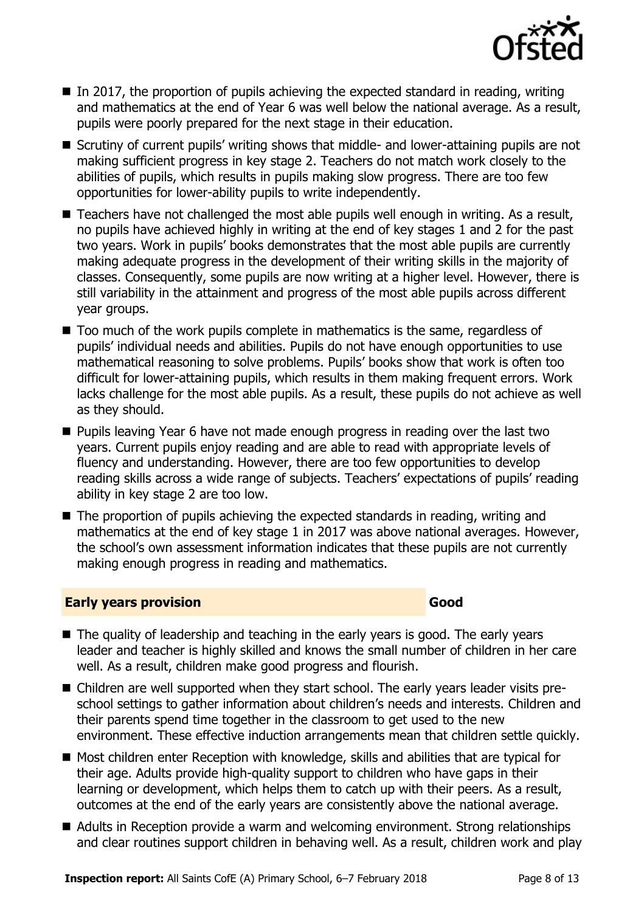- In 2017, the proportion of pupils achieving the expected standard in reading, writing and mathematics at the end of Year 6 was well below the national average. As a result, pupils were poorly prepared for the next stage in their education.
- Scrutiny of current pupils' writing shows that middle- and lower-attaining pupils are not making sufficient progress in key stage 2. Teachers do not match work closely to the abilities of pupils, which results in pupils making slow progress. There are too few opportunities for lower-ability pupils to write independently.
- Teachers have not challenged the most able pupils well enough in writing. As a result, no pupils have achieved highly in writing at the end of key stages 1 and 2 for the past two years. Work in pupils' books demonstrates that the most able pupils are currently making adequate progress in the development of their writing skills in the majority of classes. Consequently, some pupils are now writing at a higher level. However, there is still variability in the attainment and progress of the most able pupils across different year groups.
- Too much of the work pupils complete in mathematics is the same, regardless of pupils' individual needs and abilities. Pupils do not have enough opportunities to use mathematical reasoning to solve problems. Pupils' books show that work is often too difficult for lower-attaining pupils, which results in them making frequent errors. Work lacks challenge for the most able pupils. As a result, these pupils do not achieve as well as they should.
- Pupils leaving Year 6 have not made enough progress in reading over the last two years. Current pupils enjoy reading and are able to read with appropriate levels of fluency and understanding. However, there are too few opportunities to develop reading skills across a wide range of subjects. Teachers' expectations of pupils' reading ability in key stage 2 are too low.
- The proportion of pupils achieving the expected standards in reading, writing and mathematics at the end of key stage 1 in 2017 was above national averages. However, the school's own assessment information indicates that these pupils are not currently making enough progress in reading and mathematics.

## Early years provision — Good

- The quality of leadership and teaching in the early years is good. The early years leader and teacher is highly skilled and knows the small number of children in her care well. As a result, children make good progress and flourish.
- Children are well supported when they start school. The early years leader visits pre-school settings to gather information about children's needs and interests. Children and their parents spend time together in the classroom to get used to the new environment. These effective induction arrangements mean that children settle quickly.
- Most children enter Reception with knowledge, skills and abilities that are typical for their age. Adults provide high-quality support to children who have gaps in their learning or development, which helps them to catch up with their peers. As a result, outcomes at the end of the early years are consistently above the national average.
- Adults in Reception provide a warm and welcoming environment. Strong relationships and clear routines support children in behaving well. As a result, children work and play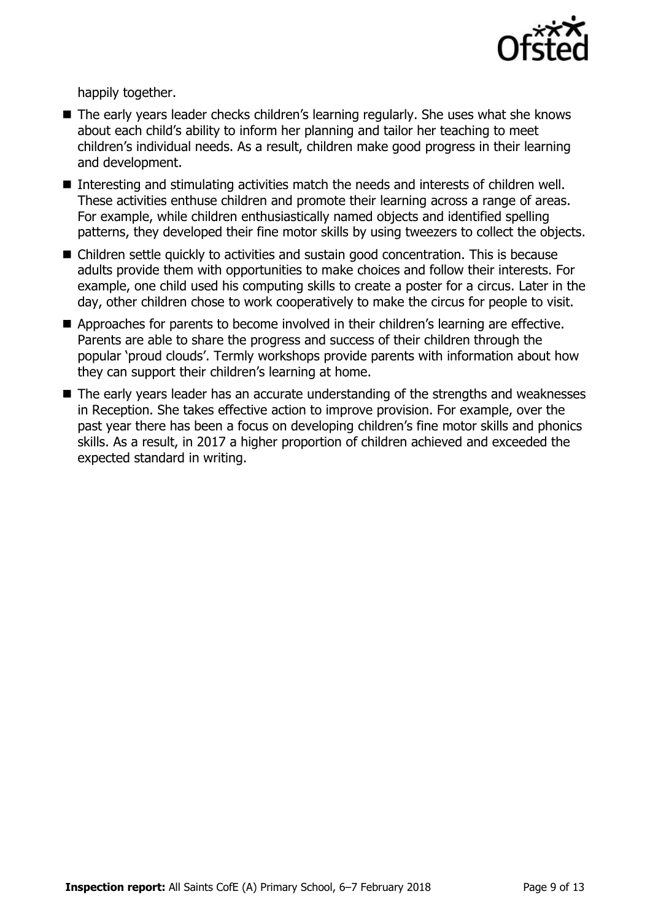happily together.

- The early years leader checks children's learning regularly. She uses what she knows about each child's ability to inform her planning and tailor her teaching to meet children's individual needs. As a result, children make good progress in their learning and development.
- Interesting and stimulating activities match the needs and interests of children well. These activities enthuse children and promote their learning across a range of areas. For example, while children enthusiastically named objects and identified spelling patterns, they developed their fine motor skills by using tweezers to collect the objects.
- Children settle quickly to activities and sustain good concentration. This is because adults provide them with opportunities to make choices and follow their interests. For example, one child used his computing skills to create a poster for a circus. Later in the day, other children chose to work cooperatively to make the circus for people to visit.
- Approaches for parents to become involved in their children's learning are effective. Parents are able to share the progress and success of their children through the popular 'proud clouds'. Termly workshops provide parents with information about how they can support their children's learning at home.
- The early years leader has an accurate understanding of the strengths and weaknesses in Reception. She takes effective action to improve provision. For example, over the past year there has been a focus on developing children's fine motor skills and phonics skills. As a result, in 2017 a higher proportion of children achieved and exceeded the expected standard in writing.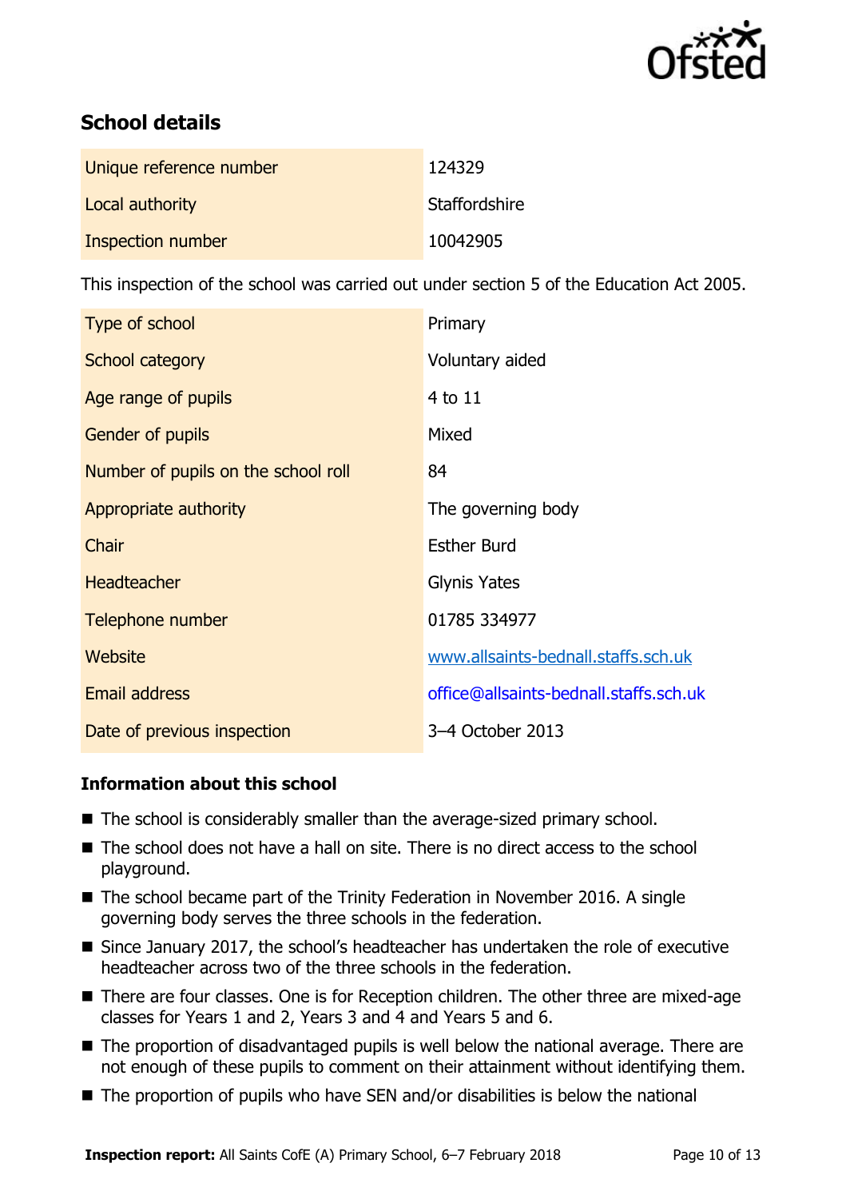## School details

| | |
|---|---|
| Unique reference number | 124329 |
| Local authority | Staffordshire |
| Inspection number | 10042905 |

This inspection of the school was carried out under section 5 of the Education Act 2005.

| | |
|---|---|
| Type of school | Primary |
| School category | Voluntary aided |
| Age range of pupils | 4 to 11 |
| Gender of pupils | Mixed |
| Number of pupils on the school roll | 84 |
| Appropriate authority | The governing body |
| Chair | Esther Burd |
| Headteacher | Glynis Yates |
| Telephone number | 01785 334977 |
| Website | www.allsaints-bednall.staffs.sch.uk |
| Email address | office@allsaints-bednall.staffs.sch.uk |
| Date of previous inspection | 3–4 October 2013 |

### Information about this school

- The school is considerably smaller than the average-sized primary school.
- The school does not have a hall on site. There is no direct access to the school playground.
- The school became part of the Trinity Federation in November 2016. A single governing body serves the three schools in the federation.
- Since January 2017, the school's headteacher has undertaken the role of executive headteacher across two of the three schools in the federation.
- There are four classes. One is for Reception children. The other three are mixed-age classes for Years 1 and 2, Years 3 and 4 and Years 5 and 6.
- The proportion of disadvantaged pupils is well below the national average. There are not enough of these pupils to comment on their attainment without identifying them.
- The proportion of pupils who have SEN and/or disabilities is below the national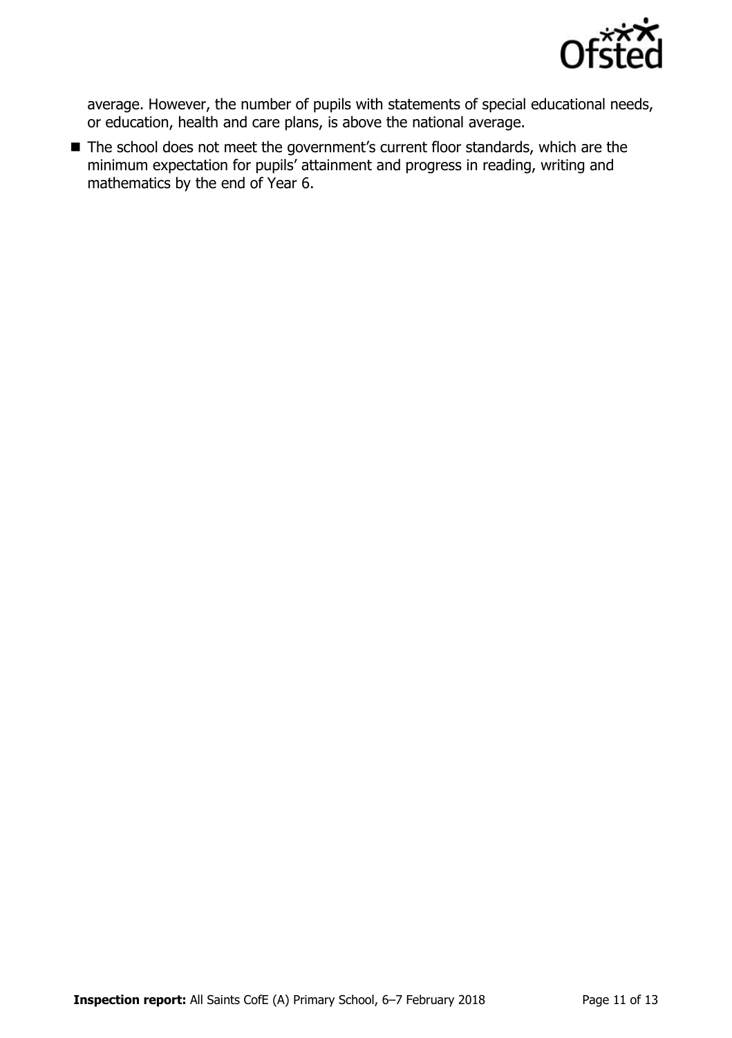average. However, the number of pupils with statements of special educational needs, or education, health and care plans, is above the national average.

- The school does not meet the government's current floor standards, which are the minimum expectation for pupils' attainment and progress in reading, writing and mathematics by the end of Year 6.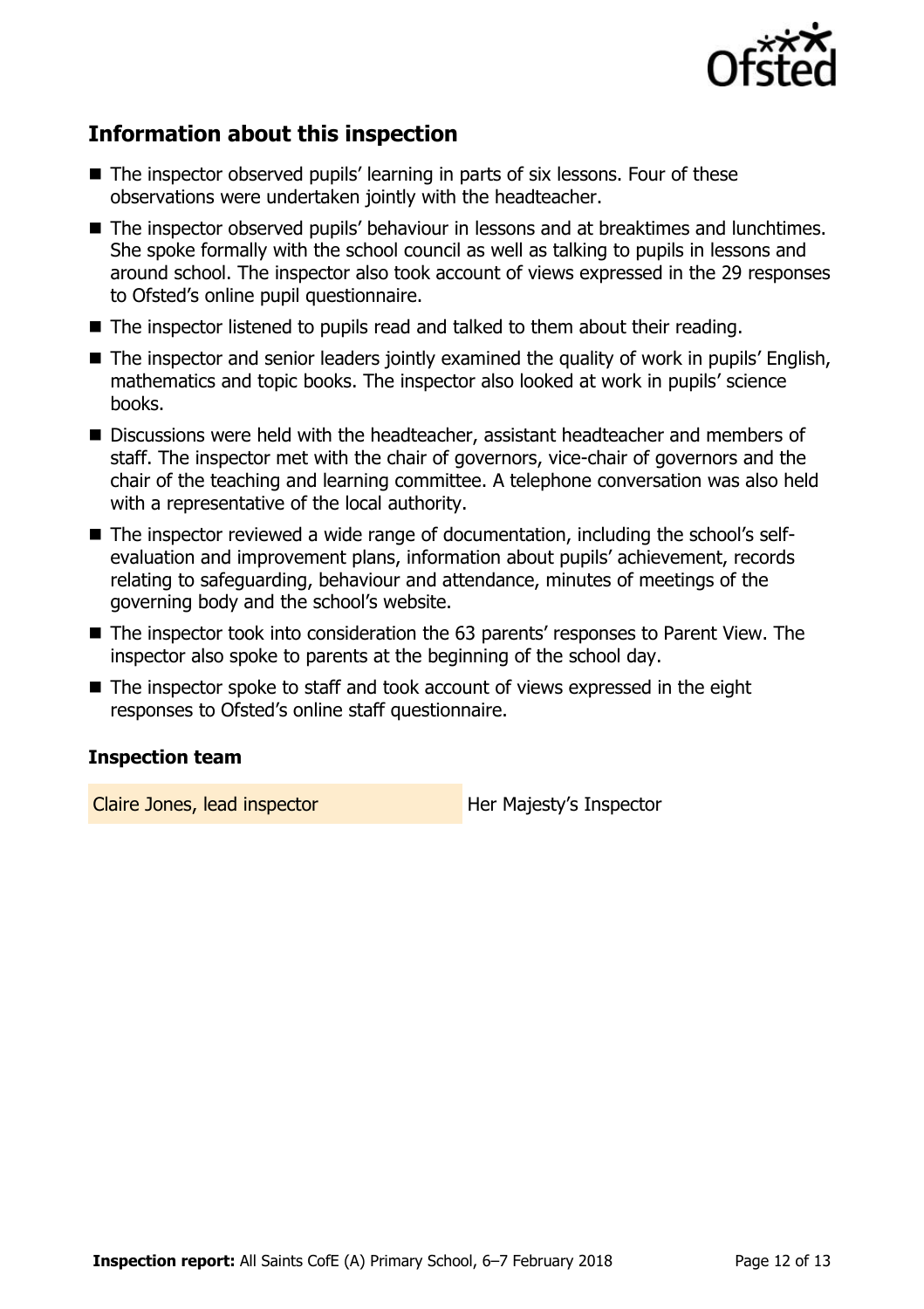## Information about this inspection

- The inspector observed pupils' learning in parts of six lessons. Four of these observations were undertaken jointly with the headteacher.
- The inspector observed pupils' behaviour in lessons and at breaktimes and lunchtimes. She spoke formally with the school council as well as talking to pupils in lessons and around school. The inspector also took account of views expressed in the 29 responses to Ofsted's online pupil questionnaire.
- The inspector listened to pupils read and talked to them about their reading.
- The inspector and senior leaders jointly examined the quality of work in pupils' English, mathematics and topic books. The inspector also looked at work in pupils' science books.
- Discussions were held with the headteacher, assistant headteacher and members of staff. The inspector met with the chair of governors, vice-chair of governors and the chair of the teaching and learning committee. A telephone conversation was also held with a representative of the local authority.
- The inspector reviewed a wide range of documentation, including the school's self-evaluation and improvement plans, information about pupils' achievement, records relating to safeguarding, behaviour and attendance, minutes of meetings of the governing body and the school's website.
- The inspector took into consideration the 63 parents' responses to Parent View. The inspector also spoke to parents at the beginning of the school day.
- The inspector spoke to staff and took account of views expressed in the eight responses to Ofsted's online staff questionnaire.

### Inspection team

| | |
|---|---|
| Claire Jones, lead inspector | Her Majesty's Inspector |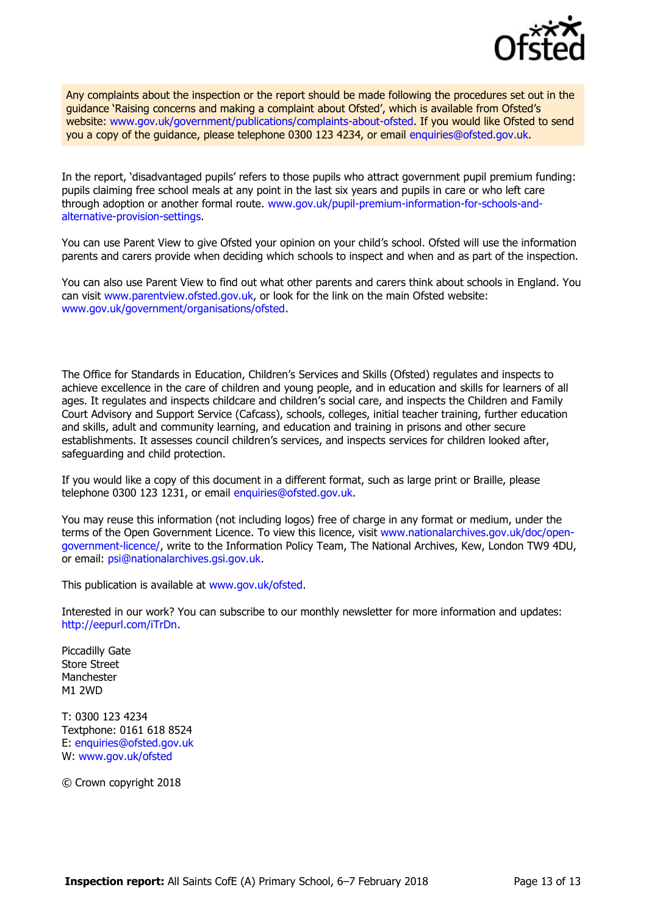Any complaints about the inspection or the report should be made following the procedures set out in the guidance 'Raising concerns and making a complaint about Ofsted', which is available from Ofsted's website: www.gov.uk/government/publications/complaints-about-ofsted. If you would like Ofsted to send you a copy of the guidance, please telephone 0300 123 4234, or email enquiries@ofsted.gov.uk.

In the report, 'disadvantaged pupils' refers to those pupils who attract government pupil premium funding: pupils claiming free school meals at any point in the last six years and pupils in care or who left care through adoption or another formal route. www.gov.uk/pupil-premium-information-for-schools-and-alternative-provision-settings.

You can use Parent View to give Ofsted your opinion on your child's school. Ofsted will use the information parents and carers provide when deciding which schools to inspect and when and as part of the inspection.

You can also use Parent View to find out what other parents and carers think about schools in England. You can visit www.parentview.ofsted.gov.uk, or look for the link on the main Ofsted website: www.gov.uk/government/organisations/ofsted.

The Office for Standards in Education, Children's Services and Skills (Ofsted) regulates and inspects to achieve excellence in the care of children and young people, and in education and skills for learners of all ages. It regulates and inspects childcare and children's social care, and inspects the Children and Family Court Advisory and Support Service (Cafcass), schools, colleges, initial teacher training, further education and skills, adult and community learning, and education and training in prisons and other secure establishments. It assesses council children's services, and inspects services for children looked after, safeguarding and child protection.

If you would like a copy of this document in a different format, such as large print or Braille, please telephone 0300 123 1231, or email enquiries@ofsted.gov.uk.

You may reuse this information (not including logos) free of charge in any format or medium, under the terms of the Open Government Licence. To view this licence, visit www.nationalarchives.gov.uk/doc/open-government-licence/, write to the Information Policy Team, The National Archives, Kew, London TW9 4DU, or email: psi@nationalarchives.gsi.gov.uk.

This publication is available at www.gov.uk/ofsted.

Interested in our work? You can subscribe to our monthly newsletter for more information and updates: http://eepurl.com/iTrDn.

Piccadilly Gate
Store Street
Manchester
M1 2WD

T: 0300 123 4234
Textphone: 0161 618 8524
E: enquiries@ofsted.gov.uk
W: www.gov.uk/ofsted

© Crown copyright 2018